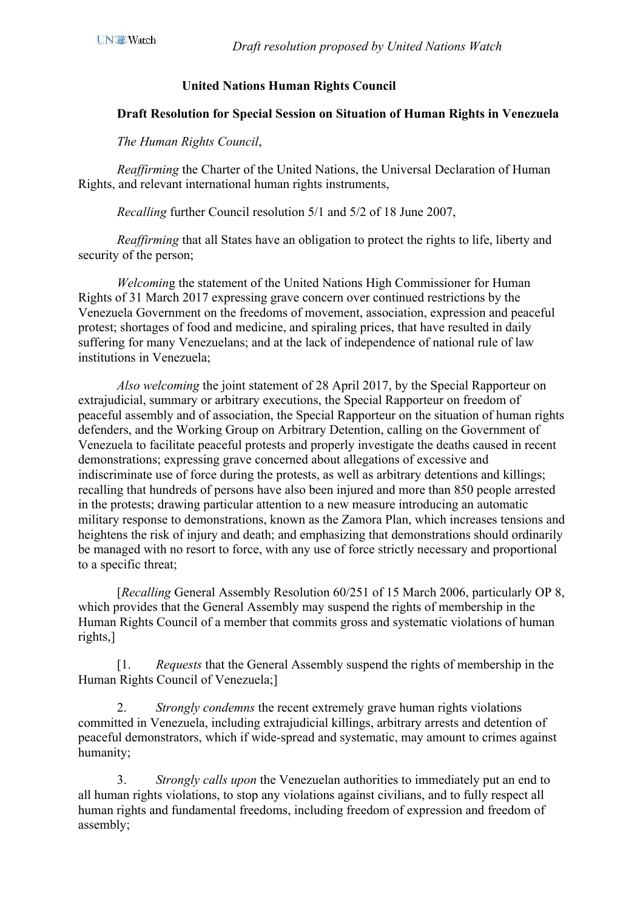**United Nations Human Rights Council**

**Draft Resolution for Special Session on Situation of Human Rights in Venezuela**

*The Human Rights Council*,

*Reaffirming* the Charter of the United Nations, the Universal Declaration of Human Rights, and relevant international human rights instruments,

*Recalling* further Council resolution 5/1 and 5/2 of 18 June 2007,

*Reaffirming* that all States have an obligation to protect the rights to life, liberty and security of the person;

*Welcoming* the statement of the United Nations High Commissioner for Human Rights of 31 March 2017 expressing grave concern over continued restrictions by the Venezuela Government on the freedoms of movement, association, expression and peaceful protest; shortages of food and medicine, and spiraling prices, that have resulted in daily suffering for many Venezuelans; and at the lack of independence of national rule of law institutions in Venezuela;

*Also welcoming* the joint statement of 28 April 2017, by the Special Rapporteur on extrajudicial, summary or arbitrary executions, the Special Rapporteur on freedom of peaceful assembly and of association, the Special Rapporteur on the situation of human rights defenders, and the Working Group on Arbitrary Detention, calling on the Government of Venezuela to facilitate peaceful protests and properly investigate the deaths caused in recent demonstrations; expressing grave concerned about allegations of excessive and indiscriminate use of force during the protests, as well as arbitrary detentions and killings; recalling that hundreds of persons have also been injured and more than 850 people arrested in the protests; drawing particular attention to a new measure introducing an automatic military response to demonstrations, known as the Zamora Plan, which increases tensions and heightens the risk of injury and death; and emphasizing that demonstrations should ordinarily be managed with no resort to force, with any use of force strictly necessary and proportional to a specific threat;

[*Recalling* General Assembly Resolution 60/251 of 15 March 2006, particularly OP 8, which provides that the General Assembly may suspend the rights of membership in the Human Rights Council of a member that commits gross and systematic violations of human rights,]

[1. *Requests* that the General Assembly suspend the rights of membership in the Human Rights Council of Venezuela;]

2. *Strongly condemns* the recent extremely grave human rights violations committed in Venezuela, including extrajudicial killings, arbitrary arrests and detention of peaceful demonstrators, which if wide-spread and systematic, may amount to crimes against humanity;

3. *Strongly calls upon* the Venezuelan authorities to immediately put an end to all human rights violations, to stop any violations against civilians, and to fully respect all human rights and fundamental freedoms, including freedom of expression and freedom of assembly;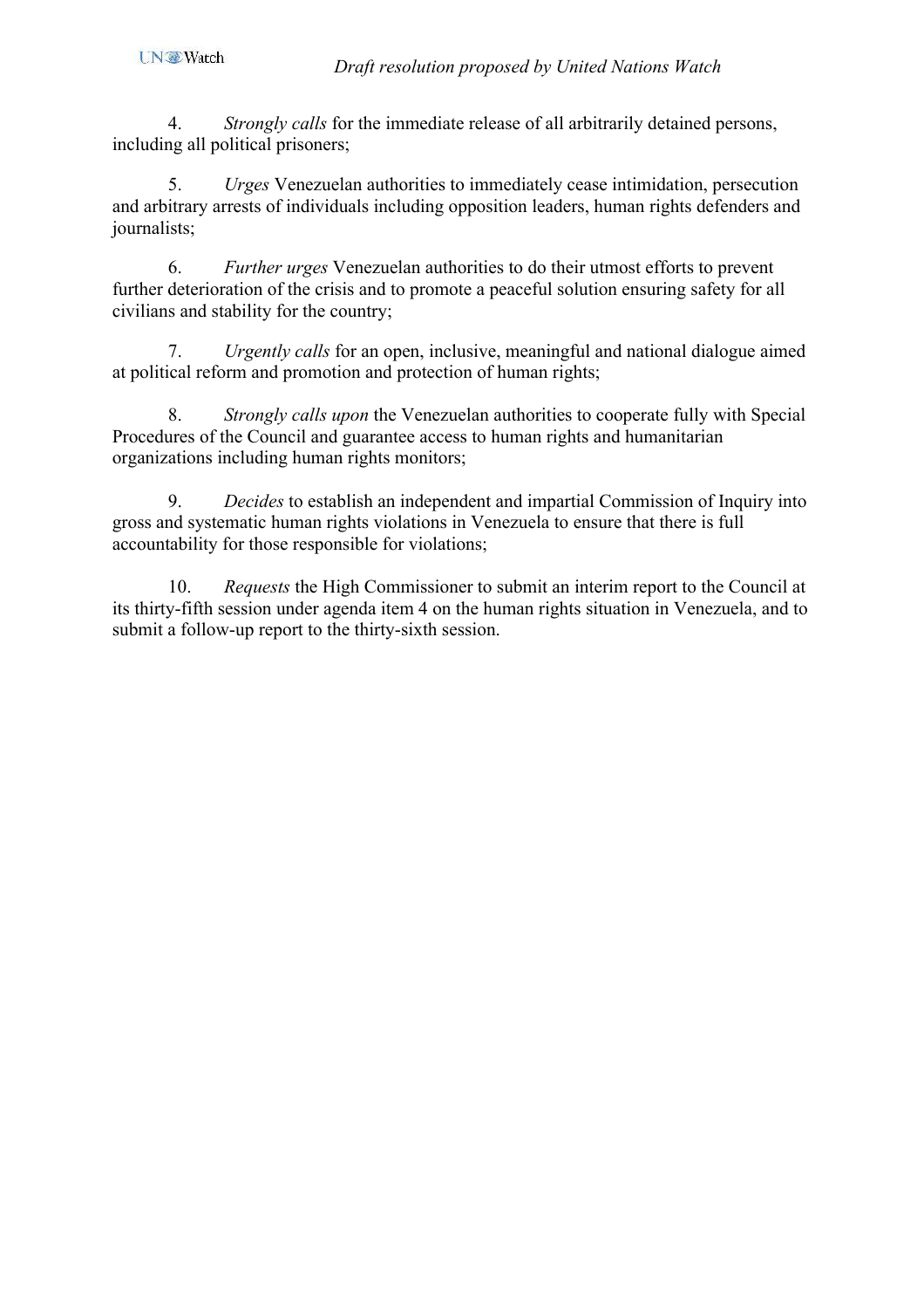4. *Strongly calls* for the immediate release of all arbitrarily detained persons, including all political prisoners;

5. *Urges* Venezuelan authorities to immediately cease intimidation, persecution and arbitrary arrests of individuals including opposition leaders, human rights defenders and journalists;

6. *Further urges* Venezuelan authorities to do their utmost efforts to prevent further deterioration of the crisis and to promote a peaceful solution ensuring safety for all civilians and stability for the country;

7. *Urgently calls* for an open, inclusive, meaningful and national dialogue aimed at political reform and promotion and protection of human rights;

8. *Strongly calls upon* the Venezuelan authorities to cooperate fully with Special Procedures of the Council and guarantee access to human rights and humanitarian organizations including human rights monitors;

9. *Decides* to establish an independent and impartial Commission of Inquiry into gross and systematic human rights violations in Venezuela to ensure that there is full accountability for those responsible for violations;

10. *Requests* the High Commissioner to submit an interim report to the Council at its thirty-fifth session under agenda item 4 on the human rights situation in Venezuela, and to submit a follow-up report to the thirty-sixth session.